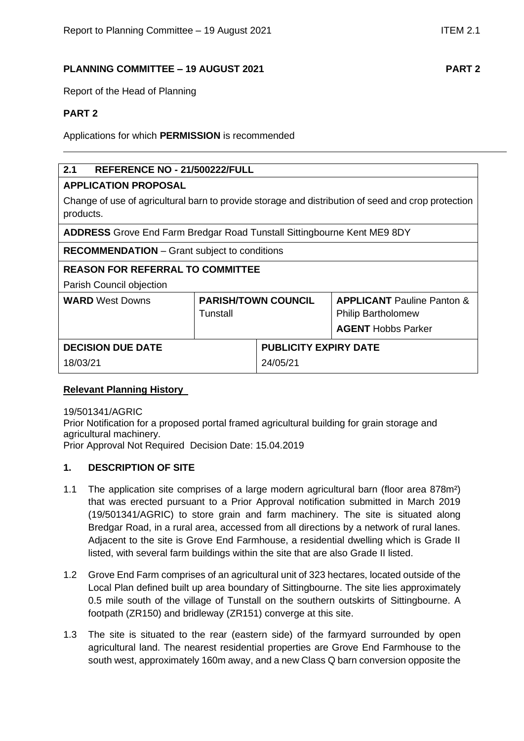**PLANNING COMMITTEE – 19 AUGUST 2021** **PART 2**

Report of the Head of Planning

**PART 2**

Applications for which **PERMISSION** is recommended

---

| **2.1 REFERENCE NO - 21/500222/FULL** | | | |
|---|---|---|---|
| **APPLICATION PROPOSAL**<br>Change of use of agricultural barn to provide storage and distribution of seed and crop protection products. | | | |
| **ADDRESS** Grove End Farm Bredgar Road Tunstall Sittingbourne Kent ME9 8DY | | | |
| **RECOMMENDATION** – Grant subject to conditions | | | |
| **REASON FOR REFERRAL TO COMMITTEE**<br>Parish Council objection | | | |
| **WARD** West Downs | **PARISH/TOWN COUNCIL** Tunstall | | **APPLICANT** Pauline Panton & Philip Bartholomew<br>**AGENT** Hobbs Parker |
| **DECISION DUE DATE**<br>18/03/21 | | **PUBLICITY EXPIRY DATE**<br>24/05/21 | |

**Relevant Planning History**

19/501341/AGRIC
Prior Notification for a proposed portal framed agricultural building for grain storage and agricultural machinery.
Prior Approval Not Required Decision Date: 15.04.2019

## 1. DESCRIPTION OF SITE

1.1 The application site comprises of a large modern agricultural barn (floor area 878m²) that was erected pursuant to a Prior Approval notification submitted in March 2019 (19/501341/AGRIC) to store grain and farm machinery. The site is situated along Bredgar Road, in a rural area, accessed from all directions by a network of rural lanes. Adjacent to the site is Grove End Farmhouse, a residential dwelling which is Grade II listed, with several farm buildings within the site that are also Grade II listed.

1.2 Grove End Farm comprises of an agricultural unit of 323 hectares, located outside of the Local Plan defined built up area boundary of Sittingbourne. The site lies approximately 0.5 mile south of the village of Tunstall on the southern outskirts of Sittingbourne. A footpath (ZR150) and bridleway (ZR151) converge at this site.

1.3 The site is situated to the rear (eastern side) of the farmyard surrounded by open agricultural land. The nearest residential properties are Grove End Farmhouse to the south west, approximately 160m away, and a new Class Q barn conversion opposite the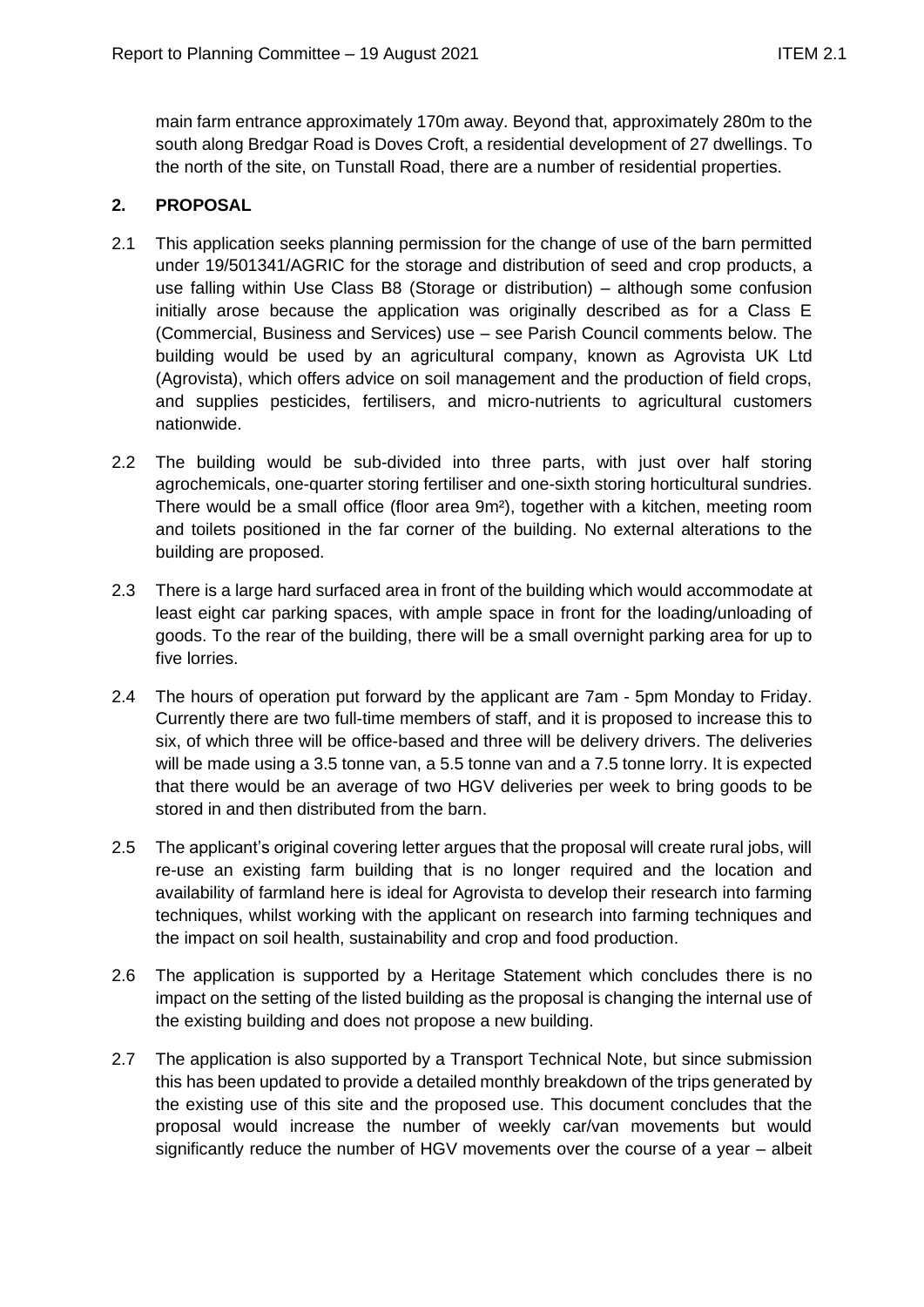main farm entrance approximately 170m away. Beyond that, approximately 280m to the south along Bredgar Road is Doves Croft, a residential development of 27 dwellings. To the north of the site, on Tunstall Road, there are a number of residential properties.

## 2. PROPOSAL

2.1 This application seeks planning permission for the change of use of the barn permitted under 19/501341/AGRIC for the storage and distribution of seed and crop products, a use falling within Use Class B8 (Storage or distribution) – although some confusion initially arose because the application was originally described as for a Class E (Commercial, Business and Services) use – see Parish Council comments below. The building would be used by an agricultural company, known as Agrovista UK Ltd (Agrovista), which offers advice on soil management and the production of field crops, and supplies pesticides, fertilisers, and micro-nutrients to agricultural customers nationwide.

2.2 The building would be sub-divided into three parts, with just over half storing agrochemicals, one-quarter storing fertiliser and one-sixth storing horticultural sundries. There would be a small office (floor area 9m²), together with a kitchen, meeting room and toilets positioned in the far corner of the building. No external alterations to the building are proposed.

2.3 There is a large hard surfaced area in front of the building which would accommodate at least eight car parking spaces, with ample space in front for the loading/unloading of goods. To the rear of the building, there will be a small overnight parking area for up to five lorries.

2.4 The hours of operation put forward by the applicant are 7am - 5pm Monday to Friday. Currently there are two full-time members of staff, and it is proposed to increase this to six, of which three will be office-based and three will be delivery drivers. The deliveries will be made using a 3.5 tonne van, a 5.5 tonne van and a 7.5 tonne lorry. It is expected that there would be an average of two HGV deliveries per week to bring goods to be stored in and then distributed from the barn.

2.5 The applicant's original covering letter argues that the proposal will create rural jobs, will re-use an existing farm building that is no longer required and the location and availability of farmland here is ideal for Agrovista to develop their research into farming techniques, whilst working with the applicant on research into farming techniques and the impact on soil health, sustainability and crop and food production.

2.6 The application is supported by a Heritage Statement which concludes there is no impact on the setting of the listed building as the proposal is changing the internal use of the existing building and does not propose a new building.

2.7 The application is also supported by a Transport Technical Note, but since submission this has been updated to provide a detailed monthly breakdown of the trips generated by the existing use of this site and the proposed use. This document concludes that the proposal would increase the number of weekly car/van movements but would significantly reduce the number of HGV movements over the course of a year – albeit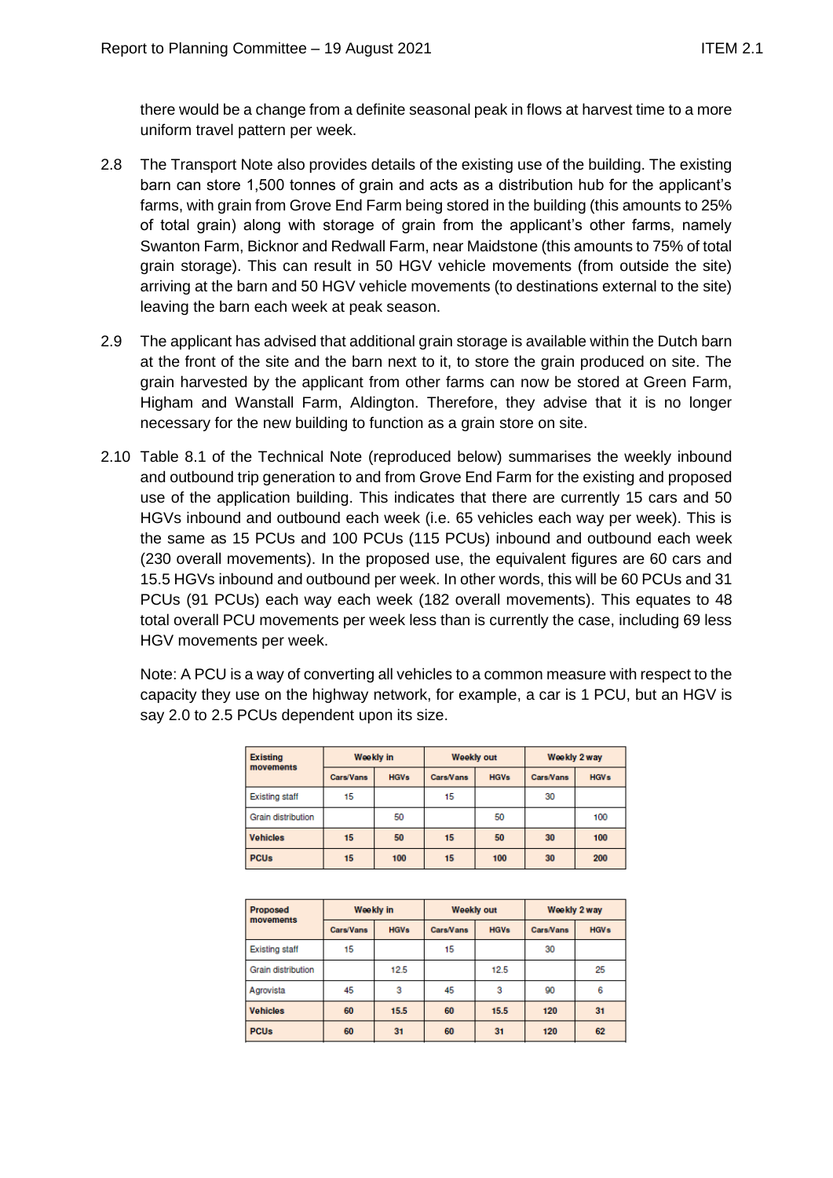there would be a change from a definite seasonal peak in flows at harvest time to a more uniform travel pattern per week.

2.8 The Transport Note also provides details of the existing use of the building. The existing barn can store 1,500 tonnes of grain and acts as a distribution hub for the applicant's farms, with grain from Grove End Farm being stored in the building (this amounts to 25% of total grain) along with storage of grain from the applicant's other farms, namely Swanton Farm, Bicknor and Redwall Farm, near Maidstone (this amounts to 75% of total grain storage). This can result in 50 HGV vehicle movements (from outside the site) arriving at the barn and 50 HGV vehicle movements (to destinations external to the site) leaving the barn each week at peak season.

2.9 The applicant has advised that additional grain storage is available within the Dutch barn at the front of the site and the barn next to it, to store the grain produced on site. The grain harvested by the applicant from other farms can now be stored at Green Farm, Higham and Wanstall Farm, Aldington. Therefore, they advise that it is no longer necessary for the new building to function as a grain store on site.

2.10 Table 8.1 of the Technical Note (reproduced below) summarises the weekly inbound and outbound trip generation to and from Grove End Farm for the existing and proposed use of the application building. This indicates that there are currently 15 cars and 50 HGVs inbound and outbound each week (i.e. 65 vehicles each way per week). This is the same as 15 PCUs and 100 PCUs (115 PCUs) inbound and outbound each week (230 overall movements). In the proposed use, the equivalent figures are 60 cars and 15.5 HGVs inbound and outbound per week. In other words, this will be 60 PCUs and 31 PCUs (91 PCUs) each way each week (182 overall movements). This equates to 48 total overall PCU movements per week less than is currently the case, including 69 less HGV movements per week.

Note: A PCU is a way of converting all vehicles to a common measure with respect to the capacity they use on the highway network, for example, a car is 1 PCU, but an HGV is say 2.0 to 2.5 PCUs dependent upon its size.

| Existing movements | Weekly in | | Weekly out | | Weekly 2 way | |
|---|---|---|---|---|---|---|
| | Cars/Vans | HGVs | Cars/Vans | HGVs | Cars/Vans | HGVs |
| Existing staff | 15 | | 15 | | 30 | |
| Grain distribution | | 50 | | 50 | | 100 |
| **Vehicles** | **15** | **50** | **15** | **50** | **30** | **100** |
| **PCUs** | **15** | **100** | **15** | **100** | **30** | **200** |

| Proposed movements | Weekly in | | Weekly out | | Weekly 2 way | |
|---|---|---|---|---|---|---|
| | Cars/Vans | HGVs | Cars/Vans | HGVs | Cars/Vans | HGVs |
| Existing staff | 15 | | 15 | | 30 | |
| Grain distribution | | 12.5 | | 12.5 | | 25 |
| Agrovista | 45 | 3 | 45 | 3 | 90 | 6 |
| **Vehicles** | **60** | **15.5** | **60** | **15.5** | **120** | **31** |
| **PCUs** | **60** | **31** | **60** | **31** | **120** | **62** |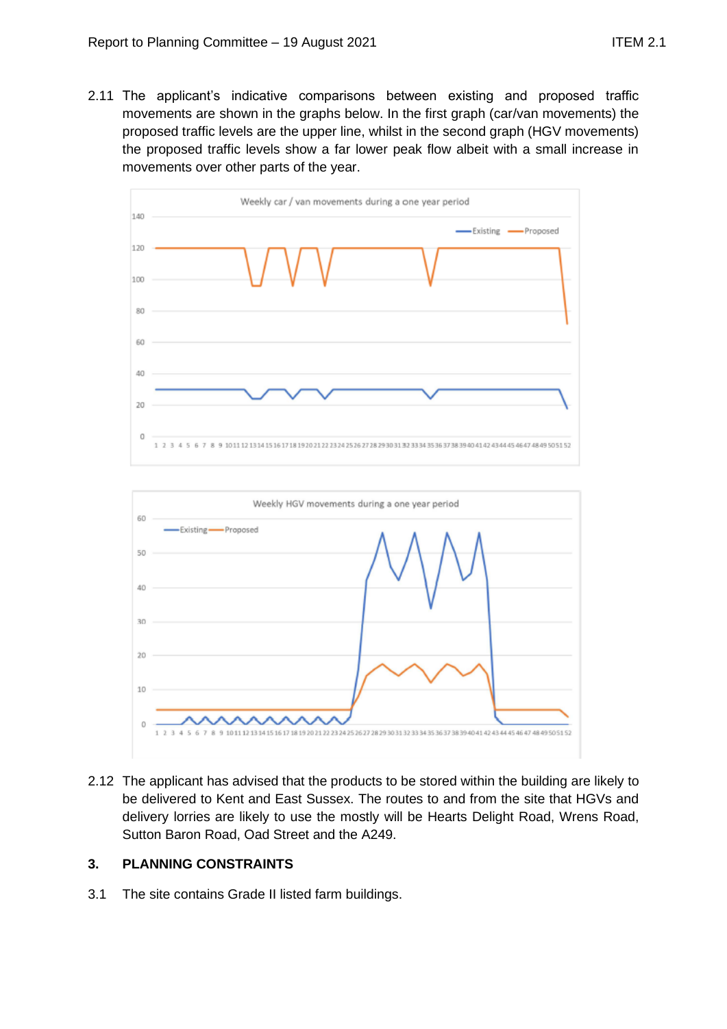2.11 The applicant's indicative comparisons between existing and proposed traffic movements are shown in the graphs below. In the first graph (car/van movements) the proposed traffic levels are the upper line, whilst in the second graph (HGV movements) the proposed traffic levels show a far lower peak flow albeit with a small increase in movements over other parts of the year.

2.12 The applicant has advised that the products to be stored within the building are likely to be delivered to Kent and East Sussex. The routes to and from the site that HGVs and delivery lorries are likely to use the mostly will be Hearts Delight Road, Wrens Road, Sutton Baron Road, Oad Street and the A249.

## 3. PLANNING CONSTRAINTS

3.1 The site contains Grade II listed farm buildings.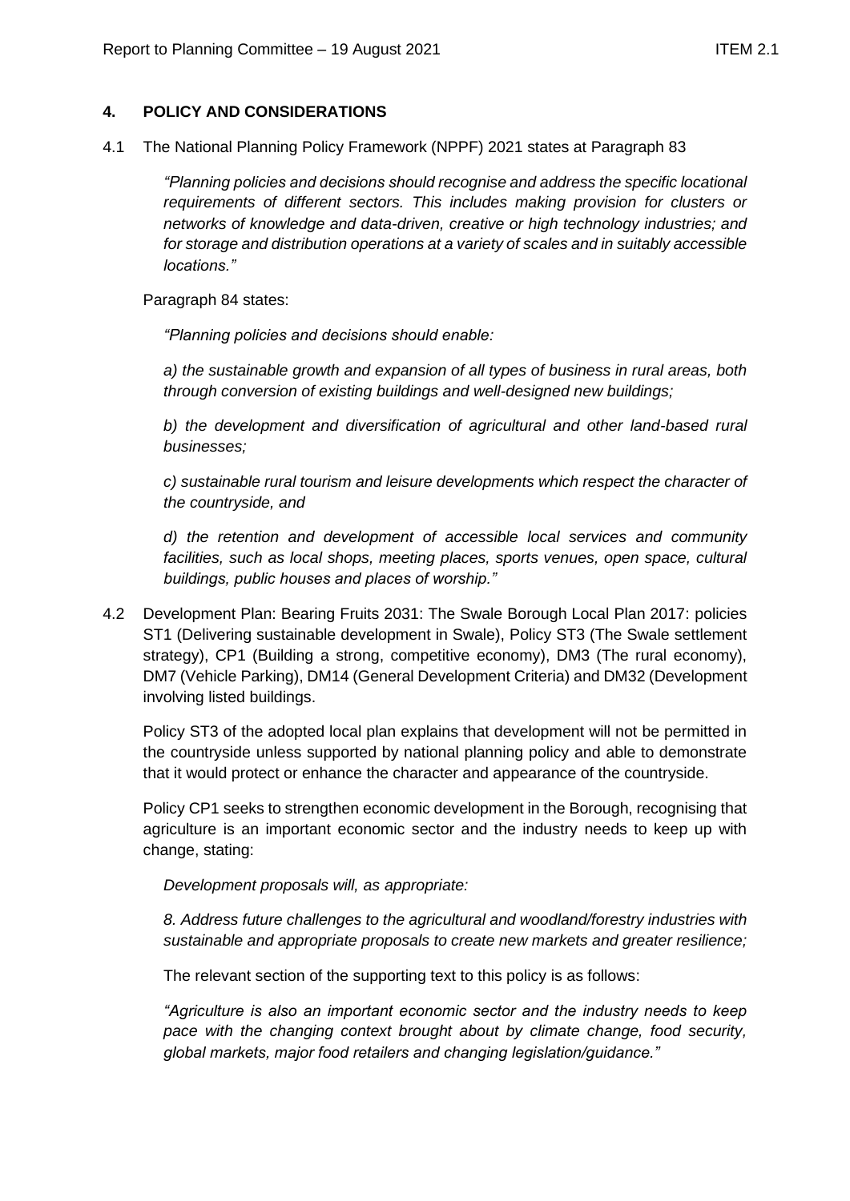## 4. POLICY AND CONSIDERATIONS

4.1 The National Planning Policy Framework (NPPF) 2021 states at Paragraph 83

> *"Planning policies and decisions should recognise and address the specific locational requirements of different sectors. This includes making provision for clusters or networks of knowledge and data-driven, creative or high technology industries; and for storage and distribution operations at a variety of scales and in suitably accessible locations."*

Paragraph 84 states:

> *"Planning policies and decisions should enable:*
>
> *a) the sustainable growth and expansion of all types of business in rural areas, both through conversion of existing buildings and well-designed new buildings;*
>
> *b) the development and diversification of agricultural and other land-based rural businesses;*
>
> *c) sustainable rural tourism and leisure developments which respect the character of the countryside, and*
>
> *d) the retention and development of accessible local services and community facilities, such as local shops, meeting places, sports venues, open space, cultural buildings, public houses and places of worship."*

4.2 Development Plan: Bearing Fruits 2031: The Swale Borough Local Plan 2017: policies ST1 (Delivering sustainable development in Swale), Policy ST3 (The Swale settlement strategy), CP1 (Building a strong, competitive economy), DM3 (The rural economy), DM7 (Vehicle Parking), DM14 (General Development Criteria) and DM32 (Development involving listed buildings.

Policy ST3 of the adopted local plan explains that development will not be permitted in the countryside unless supported by national planning policy and able to demonstrate that it would protect or enhance the character and appearance of the countryside.

Policy CP1 seeks to strengthen economic development in the Borough, recognising that agriculture is an important economic sector and the industry needs to keep up with change, stating:

> *Development proposals will, as appropriate:*
>
> *8. Address future challenges to the agricultural and woodland/forestry industries with sustainable and appropriate proposals to create new markets and greater resilience;*

The relevant section of the supporting text to this policy is as follows:

> *"Agriculture is also an important economic sector and the industry needs to keep pace with the changing context brought about by climate change, food security, global markets, major food retailers and changing legislation/guidance."*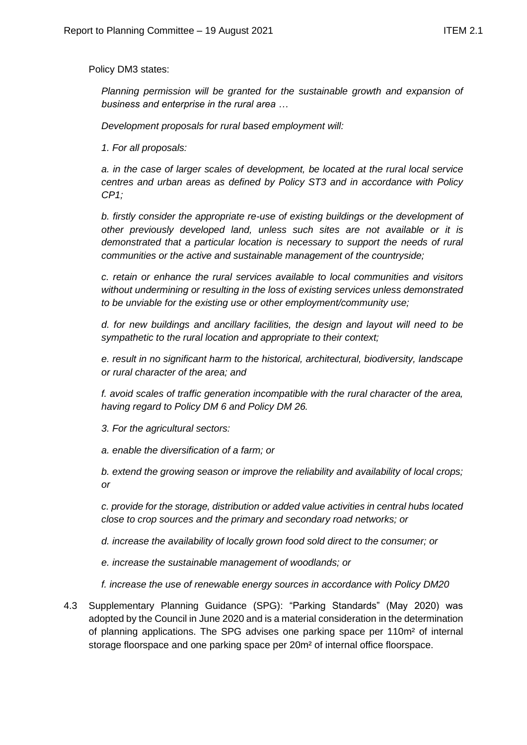Policy DM3 states:

*Planning permission will be granted for the sustainable growth and expansion of business and enterprise in the rural area …*

*Development proposals for rural based employment will:*

*1. For all proposals:*

*a. in the case of larger scales of development, be located at the rural local service centres and urban areas as defined by Policy ST3 and in accordance with Policy CP1;*

*b. firstly consider the appropriate re-use of existing buildings or the development of other previously developed land, unless such sites are not available or it is demonstrated that a particular location is necessary to support the needs of rural communities or the active and sustainable management of the countryside;*

*c. retain or enhance the rural services available to local communities and visitors without undermining or resulting in the loss of existing services unless demonstrated to be unviable for the existing use or other employment/community use;*

*d. for new buildings and ancillary facilities, the design and layout will need to be sympathetic to the rural location and appropriate to their context;*

*e. result in no significant harm to the historical, architectural, biodiversity, landscape or rural character of the area; and*

*f. avoid scales of traffic generation incompatible with the rural character of the area, having regard to Policy DM 6 and Policy DM 26.*

*3. For the agricultural sectors:*

*a. enable the diversification of a farm; or*

*b. extend the growing season or improve the reliability and availability of local crops; or*

*c. provide for the storage, distribution or added value activities in central hubs located close to crop sources and the primary and secondary road networks; or*

*d. increase the availability of locally grown food sold direct to the consumer; or*

*e. increase the sustainable management of woodlands; or*

*f. increase the use of renewable energy sources in accordance with Policy DM20*

4.3 Supplementary Planning Guidance (SPG): "Parking Standards" (May 2020) was adopted by the Council in June 2020 and is a material consideration in the determination of planning applications. The SPG advises one parking space per 110m² of internal storage floorspace and one parking space per 20m² of internal office floorspace.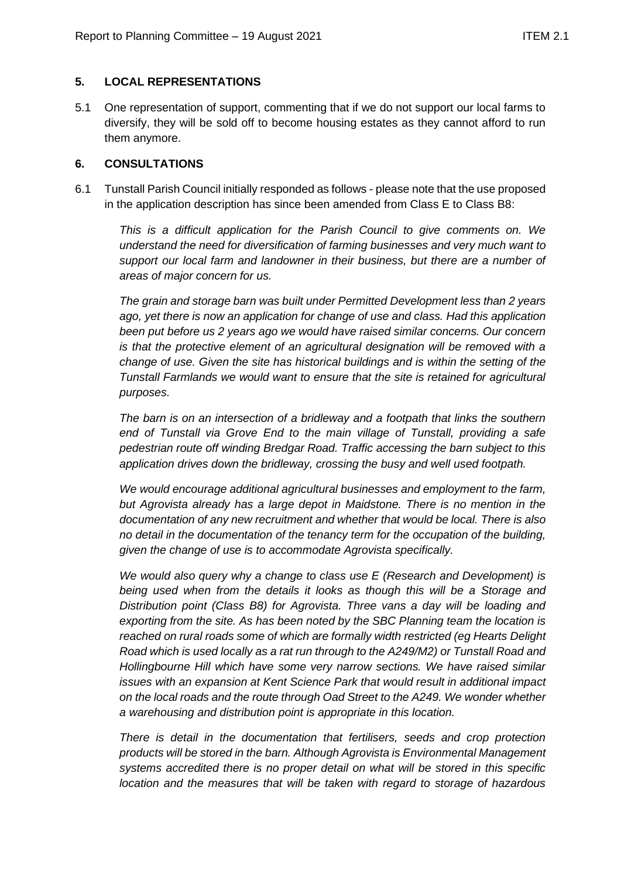## 5. LOCAL REPRESENTATIONS

5.1 One representation of support, commenting that if we do not support our local farms to diversify, they will be sold off to become housing estates as they cannot afford to run them anymore.

## 6. CONSULTATIONS

6.1 Tunstall Parish Council initially responded as follows - please note that the use proposed in the application description has since been amended from Class E to Class B8:

*This is a difficult application for the Parish Council to give comments on. We understand the need for diversification of farming businesses and very much want to support our local farm and landowner in their business, but there are a number of areas of major concern for us.*

*The grain and storage barn was built under Permitted Development less than 2 years ago, yet there is now an application for change of use and class. Had this application been put before us 2 years ago we would have raised similar concerns. Our concern is that the protective element of an agricultural designation will be removed with a change of use. Given the site has historical buildings and is within the setting of the Tunstall Farmlands we would want to ensure that the site is retained for agricultural purposes.*

*The barn is on an intersection of a bridleway and a footpath that links the southern end of Tunstall via Grove End to the main village of Tunstall, providing a safe pedestrian route off winding Bredgar Road. Traffic accessing the barn subject to this application drives down the bridleway, crossing the busy and well used footpath.*

*We would encourage additional agricultural businesses and employment to the farm, but Agrovista already has a large depot in Maidstone. There is no mention in the documentation of any new recruitment and whether that would be local. There is also no detail in the documentation of the tenancy term for the occupation of the building, given the change of use is to accommodate Agrovista specifically.*

*We would also query why a change to class use E (Research and Development) is being used when from the details it looks as though this will be a Storage and Distribution point (Class B8) for Agrovista. Three vans a day will be loading and exporting from the site. As has been noted by the SBC Planning team the location is reached on rural roads some of which are formally width restricted (eg Hearts Delight Road which is used locally as a rat run through to the A249/M2) or Tunstall Road and Hollingbourne Hill which have some very narrow sections. We have raised similar issues with an expansion at Kent Science Park that would result in additional impact on the local roads and the route through Oad Street to the A249. We wonder whether a warehousing and distribution point is appropriate in this location.*

*There is detail in the documentation that fertilisers, seeds and crop protection products will be stored in the barn. Although Agrovista is Environmental Management systems accredited there is no proper detail on what will be stored in this specific location and the measures that will be taken with regard to storage of hazardous*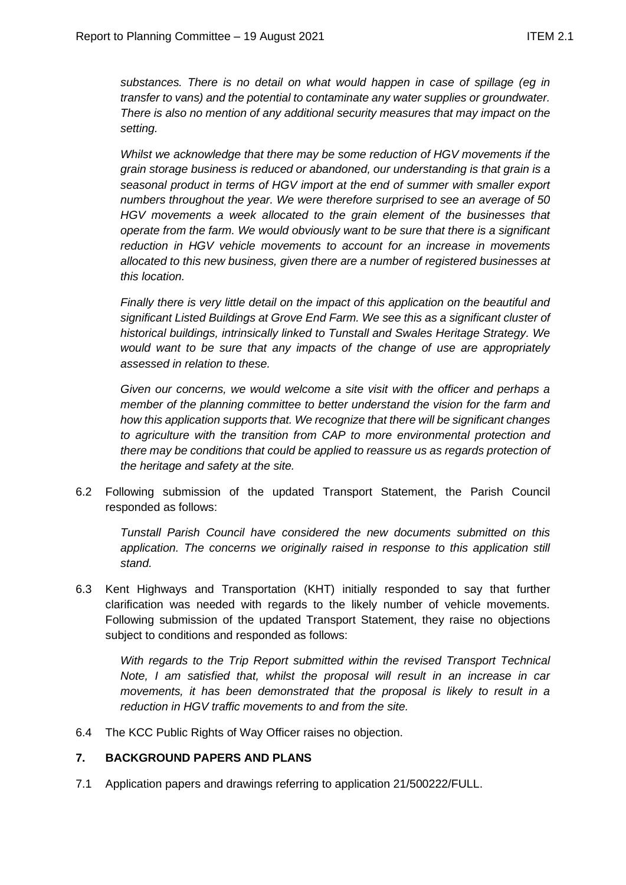*substances. There is no detail on what would happen in case of spillage (eg in transfer to vans) and the potential to contaminate any water supplies or groundwater. There is also no mention of any additional security measures that may impact on the setting.*

*Whilst we acknowledge that there may be some reduction of HGV movements if the grain storage business is reduced or abandoned, our understanding is that grain is a seasonal product in terms of HGV import at the end of summer with smaller export numbers throughout the year. We were therefore surprised to see an average of 50 HGV movements a week allocated to the grain element of the businesses that operate from the farm. We would obviously want to be sure that there is a significant reduction in HGV vehicle movements to account for an increase in movements allocated to this new business, given there are a number of registered businesses at this location.*

*Finally there is very little detail on the impact of this application on the beautiful and significant Listed Buildings at Grove End Farm. We see this as a significant cluster of historical buildings, intrinsically linked to Tunstall and Swales Heritage Strategy. We would want to be sure that any impacts of the change of use are appropriately assessed in relation to these.*

*Given our concerns, we would welcome a site visit with the officer and perhaps a member of the planning committee to better understand the vision for the farm and how this application supports that. We recognize that there will be significant changes to agriculture with the transition from CAP to more environmental protection and there may be conditions that could be applied to reassure us as regards protection of the heritage and safety at the site.*

6.2 Following submission of the updated Transport Statement, the Parish Council responded as follows:

*Tunstall Parish Council have considered the new documents submitted on this application. The concerns we originally raised in response to this application still stand.*

6.3 Kent Highways and Transportation (KHT) initially responded to say that further clarification was needed with regards to the likely number of vehicle movements. Following submission of the updated Transport Statement, they raise no objections subject to conditions and responded as follows:

*With regards to the Trip Report submitted within the revised Transport Technical Note, I am satisfied that, whilst the proposal will result in an increase in car movements, it has been demonstrated that the proposal is likely to result in a reduction in HGV traffic movements to and from the site.*

6.4 The KCC Public Rights of Way Officer raises no objection.

## 7. BACKGROUND PAPERS AND PLANS

7.1 Application papers and drawings referring to application 21/500222/FULL.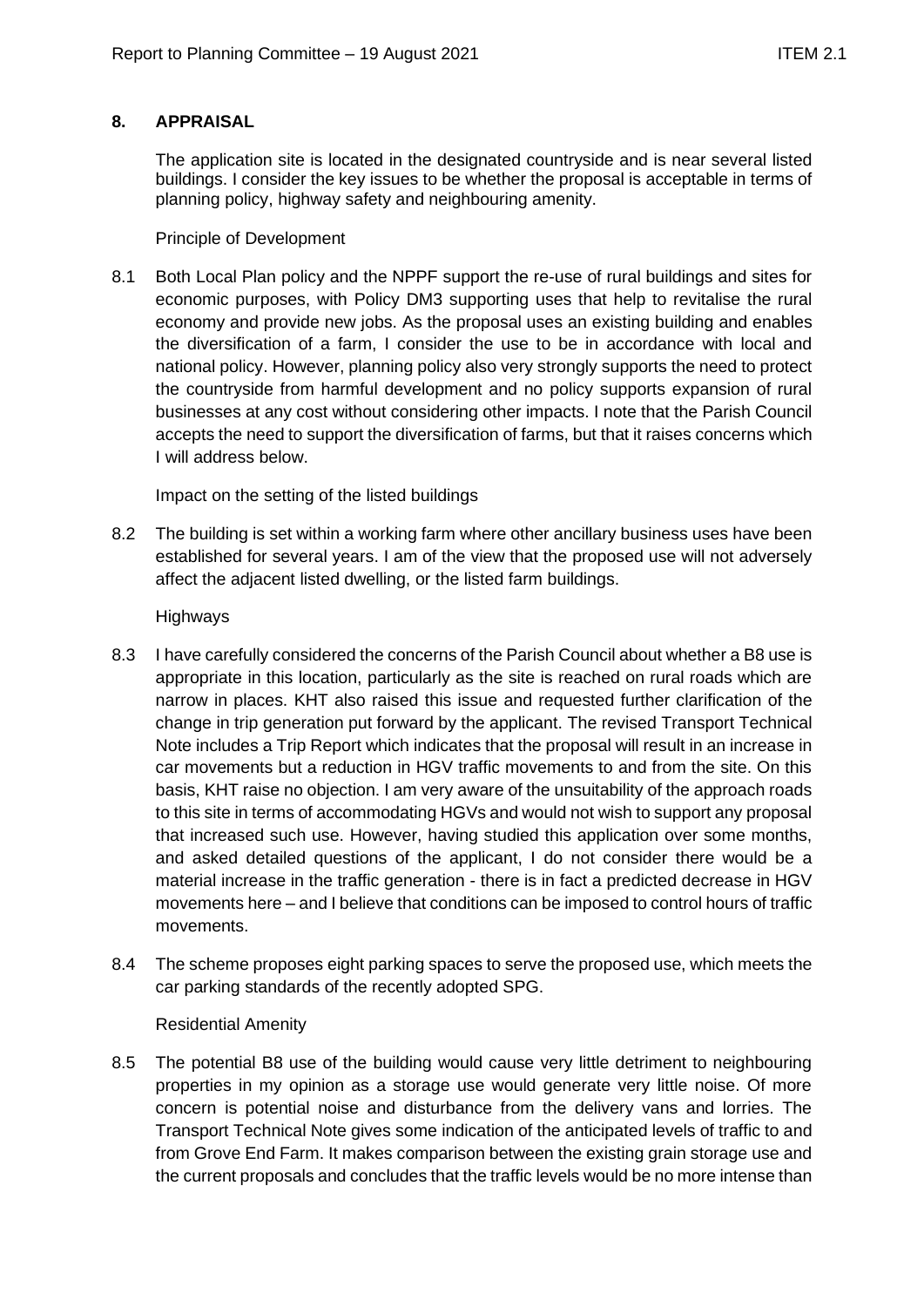## 8. APPRAISAL

The application site is located in the designated countryside and is near several listed buildings. I consider the key issues to be whether the proposal is acceptable in terms of planning policy, highway safety and neighbouring amenity.

Principle of Development

8.1 Both Local Plan policy and the NPPF support the re-use of rural buildings and sites for economic purposes, with Policy DM3 supporting uses that help to revitalise the rural economy and provide new jobs. As the proposal uses an existing building and enables the diversification of a farm, I consider the use to be in accordance with local and national policy. However, planning policy also very strongly supports the need to protect the countryside from harmful development and no policy supports expansion of rural businesses at any cost without considering other impacts. I note that the Parish Council accepts the need to support the diversification of farms, but that it raises concerns which I will address below.

Impact on the setting of the listed buildings

8.2 The building is set within a working farm where other ancillary business uses have been established for several years. I am of the view that the proposed use will not adversely affect the adjacent listed dwelling, or the listed farm buildings.

Highways

8.3 I have carefully considered the concerns of the Parish Council about whether a B8 use is appropriate in this location, particularly as the site is reached on rural roads which are narrow in places. KHT also raised this issue and requested further clarification of the change in trip generation put forward by the applicant. The revised Transport Technical Note includes a Trip Report which indicates that the proposal will result in an increase in car movements but a reduction in HGV traffic movements to and from the site. On this basis, KHT raise no objection. I am very aware of the unsuitability of the approach roads to this site in terms of accommodating HGVs and would not wish to support any proposal that increased such use. However, having studied this application over some months, and asked detailed questions of the applicant, I do not consider there would be a material increase in the traffic generation - there is in fact a predicted decrease in HGV movements here – and I believe that conditions can be imposed to control hours of traffic movements.

8.4 The scheme proposes eight parking spaces to serve the proposed use, which meets the car parking standards of the recently adopted SPG.

Residential Amenity

8.5 The potential B8 use of the building would cause very little detriment to neighbouring properties in my opinion as a storage use would generate very little noise. Of more concern is potential noise and disturbance from the delivery vans and lorries. The Transport Technical Note gives some indication of the anticipated levels of traffic to and from Grove End Farm. It makes comparison between the existing grain storage use and the current proposals and concludes that the traffic levels would be no more intense than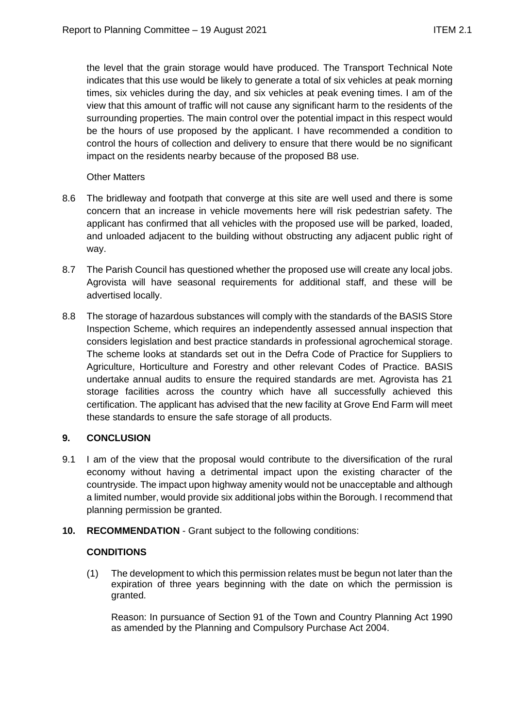the level that the grain storage would have produced. The Transport Technical Note indicates that this use would be likely to generate a total of six vehicles at peak morning times, six vehicles during the day, and six vehicles at peak evening times. I am of the view that this amount of traffic will not cause any significant harm to the residents of the surrounding properties. The main control over the potential impact in this respect would be the hours of use proposed by the applicant. I have recommended a condition to control the hours of collection and delivery to ensure that there would be no significant impact on the residents nearby because of the proposed B8 use.

Other Matters

8.6 The bridleway and footpath that converge at this site are well used and there is some concern that an increase in vehicle movements here will risk pedestrian safety. The applicant has confirmed that all vehicles with the proposed use will be parked, loaded, and unloaded adjacent to the building without obstructing any adjacent public right of way.

8.7 The Parish Council has questioned whether the proposed use will create any local jobs. Agrovista will have seasonal requirements for additional staff, and these will be advertised locally.

8.8 The storage of hazardous substances will comply with the standards of the BASIS Store Inspection Scheme, which requires an independently assessed annual inspection that considers legislation and best practice standards in professional agrochemical storage. The scheme looks at standards set out in the Defra Code of Practice for Suppliers to Agriculture, Horticulture and Forestry and other relevant Codes of Practice. BASIS undertake annual audits to ensure the required standards are met. Agrovista has 21 storage facilities across the country which have all successfully achieved this certification. The applicant has advised that the new facility at Grove End Farm will meet these standards to ensure the safe storage of all products.

## 9. CONCLUSION

9.1 I am of the view that the proposal would contribute to the diversification of the rural economy without having a detrimental impact upon the existing character of the countryside. The impact upon highway amenity would not be unacceptable and although a limited number, would provide six additional jobs within the Borough. I recommend that planning permission be granted.

## 10. RECOMMENDATION - Grant subject to the following conditions:

### CONDITIONS

(1) The development to which this permission relates must be begun not later than the expiration of three years beginning with the date on which the permission is granted.

Reason: In pursuance of Section 91 of the Town and Country Planning Act 1990 as amended by the Planning and Compulsory Purchase Act 2004.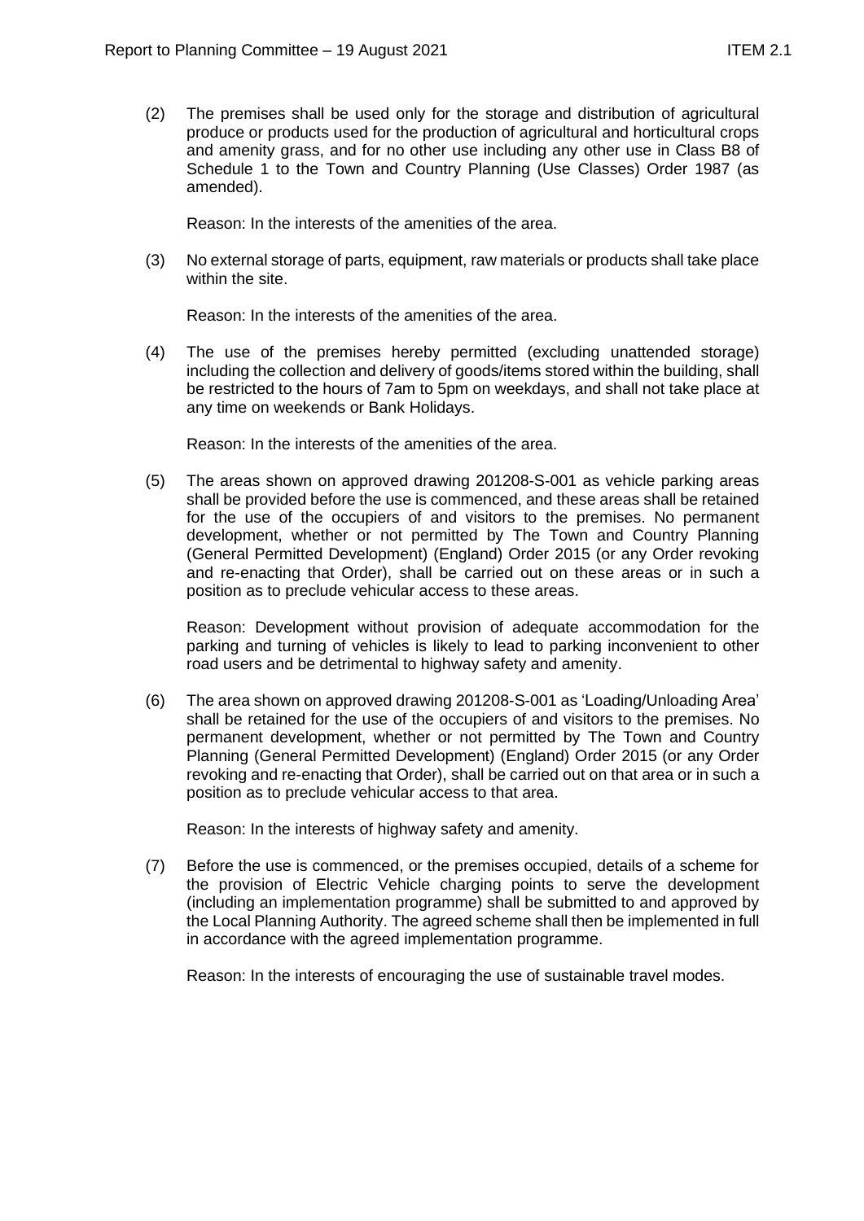(2) The premises shall be used only for the storage and distribution of agricultural produce or products used for the production of agricultural and horticultural crops and amenity grass, and for no other use including any other use in Class B8 of Schedule 1 to the Town and Country Planning (Use Classes) Order 1987 (as amended).

Reason: In the interests of the amenities of the area.

(3) No external storage of parts, equipment, raw materials or products shall take place within the site.

Reason: In the interests of the amenities of the area.

(4) The use of the premises hereby permitted (excluding unattended storage) including the collection and delivery of goods/items stored within the building, shall be restricted to the hours of 7am to 5pm on weekdays, and shall not take place at any time on weekends or Bank Holidays.

Reason: In the interests of the amenities of the area.

(5) The areas shown on approved drawing 201208-S-001 as vehicle parking areas shall be provided before the use is commenced, and these areas shall be retained for the use of the occupiers of and visitors to the premises. No permanent development, whether or not permitted by The Town and Country Planning (General Permitted Development) (England) Order 2015 (or any Order revoking and re-enacting that Order), shall be carried out on these areas or in such a position as to preclude vehicular access to these areas.

Reason: Development without provision of adequate accommodation for the parking and turning of vehicles is likely to lead to parking inconvenient to other road users and be detrimental to highway safety and amenity.

(6) The area shown on approved drawing 201208-S-001 as 'Loading/Unloading Area' shall be retained for the use of the occupiers of and visitors to the premises. No permanent development, whether or not permitted by The Town and Country Planning (General Permitted Development) (England) Order 2015 (or any Order revoking and re-enacting that Order), shall be carried out on that area or in such a position as to preclude vehicular access to that area.

Reason: In the interests of highway safety and amenity.

(7) Before the use is commenced, or the premises occupied, details of a scheme for the provision of Electric Vehicle charging points to serve the development (including an implementation programme) shall be submitted to and approved by the Local Planning Authority. The agreed scheme shall then be implemented in full in accordance with the agreed implementation programme.

Reason: In the interests of encouraging the use of sustainable travel modes.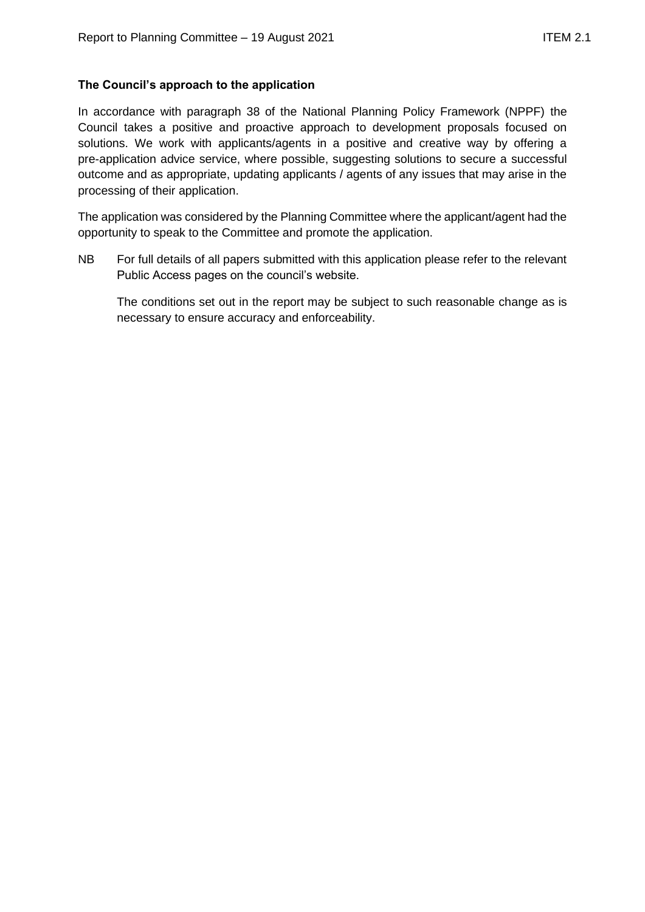**The Council's approach to the application**

In accordance with paragraph 38 of the National Planning Policy Framework (NPPF) the Council takes a positive and proactive approach to development proposals focused on solutions. We work with applicants/agents in a positive and creative way by offering a pre-application advice service, where possible, suggesting solutions to secure a successful outcome and as appropriate, updating applicants / agents of any issues that may arise in the processing of their application.

The application was considered by the Planning Committee where the applicant/agent had the opportunity to speak to the Committee and promote the application.

NB For full details of all papers submitted with this application please refer to the relevant Public Access pages on the council's website.

The conditions set out in the report may be subject to such reasonable change as is necessary to ensure accuracy and enforceability.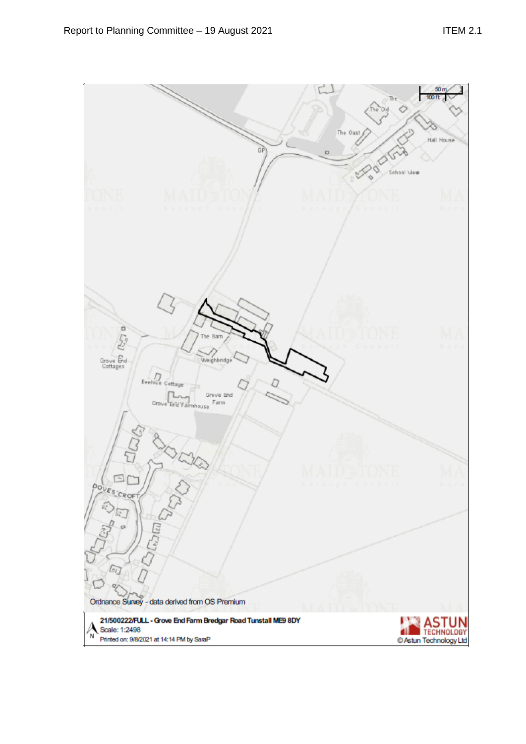Ordnance Survey - data derived from OS Premium

**21/500222/FULL - Grove End Farm Bredgar Road Tunstall ME9 8DY**
Scale: 1:2498
Printed on: 9/8/2021 at 14:14 PM by SaraP

© Astun Technology Ltd